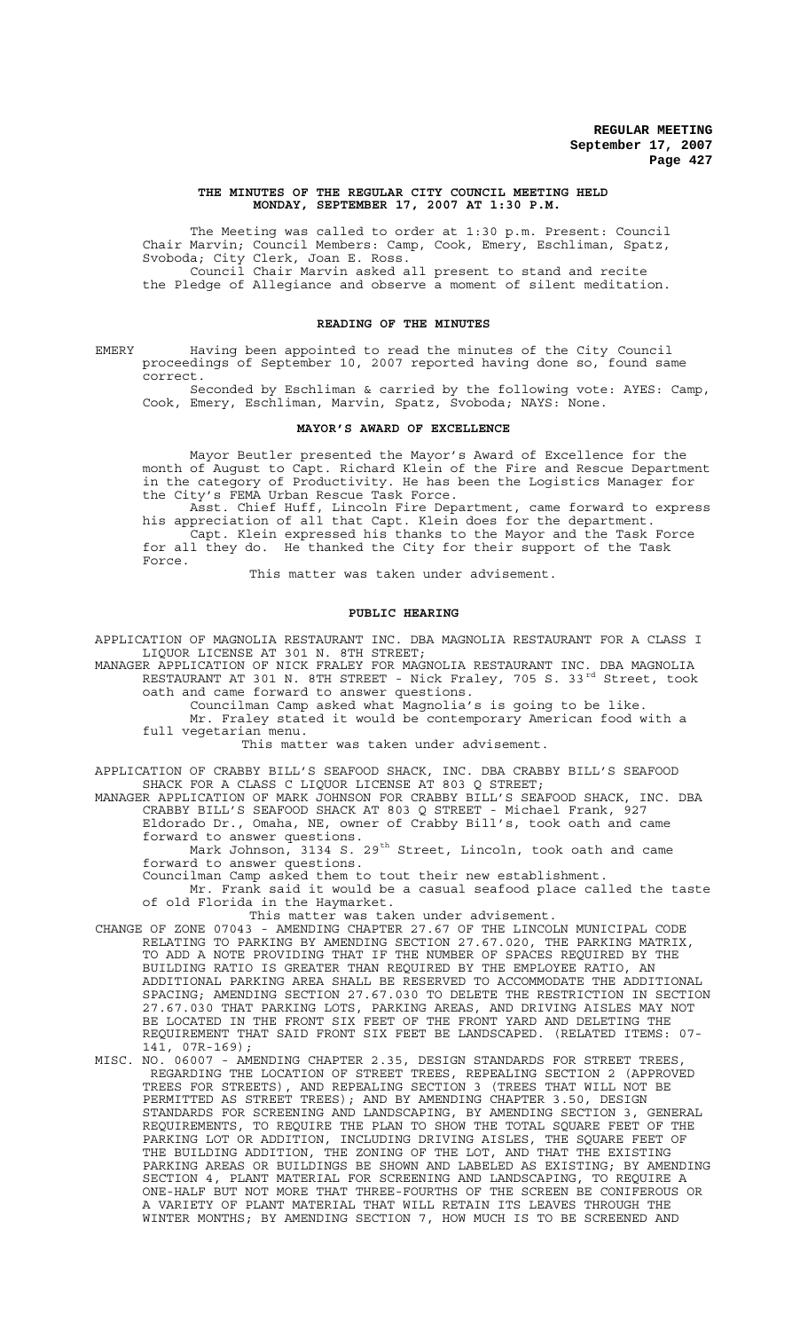**THE MINUTES OF THE REGULAR CITY COUNCIL MEETING HELD MONDAY, SEPTEMBER 17, 2007 AT 1:30 P.M.**

The Meeting was called to order at 1:30 p.m. Present: Council Chair Marvin; Council Members: Camp, Cook, Emery, Eschliman, Spatz, Svoboda; City Clerk, Joan E. Ross.

Council Chair Marvin asked all present to stand and recite the Pledge of Allegiance and observe a moment of silent meditation.

**READING OF THE MINUTES**

EMERY Having been appointed to read the minutes of the City Council proceedings of September 10, 2007 reported having done so, found same correct.

Seconded by Eschliman & carried by the following vote: AYES: Camp, Cook, Emery, Eschliman, Marvin, Spatz, Svoboda; NAYS: None.

**MAYOR'S AWARD OF EXCELLENCE**

Mayor Beutler presented the Mayor's Award of Excellence for the month of August to Capt. Richard Klein of the Fire and Rescue Department in the category of Productivity. He has been the Logistics Manager for the City's FEMA Urban Rescue Task Force.

Asst. Chief Huff, Lincoln Fire Department, came forward to express his appreciation of all that Capt. Klein does for the department.

Capt. Klein expressed his thanks to the Mayor and the Task Force for all they do. He thanked the City for their support of the Task Force.

This matter was taken under advisement.

**PUBLIC HEARING**

APPLICATION OF MAGNOLIA RESTAURANT INC. DBA MAGNOLIA RESTAURANT FOR A CLASS I LIQUOR LICENSE AT 301 N. 8TH STREET;

MANAGER APPLICATION OF NICK FRALEY FOR MAGNOLIA RESTAURANT INC. DBA MAGNOLIA RESTAURANT AT 301 N. 8TH STREET - Nick Fraley, 705 S. 33rd Street, took oath and came forward to answer questions.

Councilman Camp asked what Magnolia's is going to be like.

Mr. Fraley stated it would be contemporary American food with a full vegetarian menu.

This matter was taken under advisement.

APPLICATION OF CRABBY BILL'S SEAFOOD SHACK, INC. DBA CRABBY BILL'S SEAFOOD SHACK FOR A CLASS C LIQUOR LICENSE AT 803 Q STREET;

MANAGER APPLICATION OF MARK JOHNSON FOR CRABBY BILL'S SEAFOOD SHACK, INC. DBA CRABBY BILL'S SEAFOOD SHACK AT 803 Q STREET - Michael Frank, 927 Eldorado Dr., Omaha, NE, owner of Crabby Bill's, took oath and came forward to answer questions.

Mark Johnson, 3134 S. 29th Street, Lincoln, took oath and came forward to answer questions.

Councilman Camp asked them to tout their new establishment.

Mr. Frank said it would be a casual seafood place called the taste of old Florida in the Haymarket.

This matter was taken under advisement.

CHANGE OF ZONE 07043 - AMENDING CHAPTER 27.67 OF THE LINCOLN MUNICIPAL CODE RELATING TO PARKING BY AMENDING SECTION 27.67.020, THE PARKING MATRIX, TO ADD A NOTE PROVIDING THAT IF THE NUMBER OF SPACES REQUIRED BY THE BUILDING RATIO IS GREATER THAN REQUIRED BY THE EMPLOYEE RATIO, AN ADDITIONAL PARKING AREA SHALL BE RESERVED TO ACCOMMODATE THE ADDITIONAL SPACING; AMENDING SECTION 27.67.030 TO DELETE THE RESTRICTION IN SECTION 27.67.030 THAT PARKING LOTS, PARKING AREAS, AND DRIVING AISLES MAY NOT BE LOCATED IN THE FRONT SIX FEET OF THE FRONT YARD AND DELETING THE REQUIREMENT THAT SAID FRONT SIX FEET BE LANDSCAPED. (RELATED ITEMS: 07-141, 07R-169);

MISC. NO. 06007 - AMENDING CHAPTER 2.35, DESIGN STANDARDS FOR STREET TREES, REGARDING THE LOCATION OF STREET TREES, REPEALING SECTION 2 (APPROVED TREES FOR STREETS), AND REPEALING SECTION 3 (TREES THAT WILL NOT BE PERMITTED AS STREET TREES); AND BY AMENDING CHAPTER 3.50, DESIGN STANDARDS FOR SCREENING AND LANDSCAPING, BY AMENDING SECTION 3, GENERAL REQUIREMENTS, TO REQUIRE THE PLAN TO SHOW THE TOTAL SQUARE FEET OF THE PARKING LOT OR ADDITION, INCLUDING DRIVING AISLES, THE SQUARE FEET OF THE BUILDING ADDITION, THE ZONING OF THE LOT, AND THAT THE EXISTING PARKING AREAS OR BUILDINGS BE SHOWN AND LABELED AS EXISTING; BY AMENDING SECTION 4, PLANT MATERIAL FOR SCREENING AND LANDSCAPING, TO REQUIRE A ONE-HALF BUT NOT MORE THAT THREE-FOURTHS OF THE SCREEN BE CONIFEROUS OR A VARIETY OF PLANT MATERIAL THAT WILL RETAIN ITS LEAVES THROUGH THE WINTER MONTHS; BY AMENDING SECTION 7, HOW MUCH IS TO BE SCREENED AND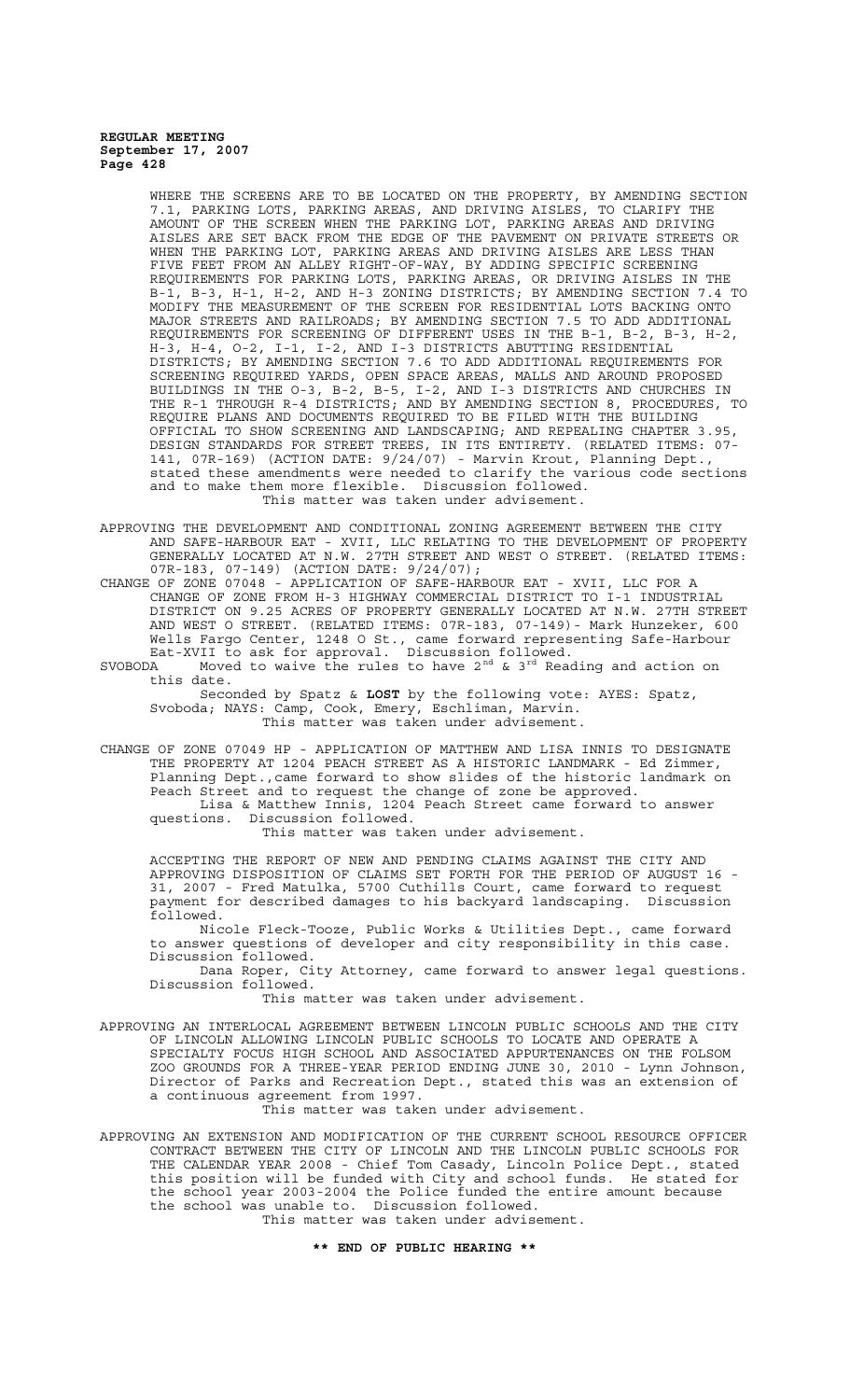WHERE THE SCREENS ARE TO BE LOCATED ON THE PROPERTY, BY AMENDING SECTION 7.1, PARKING LOTS, PARKING AREAS, AND DRIVING AISLES, TO CLARIFY THE AMOUNT OF THE SCREEN WHEN THE PARKING LOT, PARKING AREAS AND DRIVING AISLES ARE SET BACK FROM THE EDGE OF THE PAVEMENT ON PRIVATE STREETS OR WHEN THE PARKING LOT, PARKING AREAS AND DRIVING AISLES ARE LESS THAN FIVE FEET FROM AN ALLEY RIGHT-OF-WAY, BY ADDING SPECIFIC SCREENING REQUIREMENTS FOR PARKING LOTS, PARKING AREAS, OR DRIVING AISLES IN THE B-1, B-3, H-1, H-2, AND H-3 ZONING DISTRICTS; BY AMENDING SECTION 7.4 TO MODIFY THE MEASUREMENT OF THE SCREEN FOR RESIDENTIAL LOTS BACKING ONTO MAJOR STREETS AND RAILROADS; BY AMENDING SECTION 7.5 TO ADD ADDITIONAL REQUIREMENTS FOR SCREENING OF DIFFERENT USES IN THE B-1, B-2, B-3, H-2, H-3, H-4, O-2, I-1, I-2, AND I-3 DISTRICTS ABUTTING RESIDENTIAL DISTRICTS; BY AMENDING SECTION 7.6 TO ADD ADDITIONAL REQUIREMENTS FOR SCREENING REQUIRED YARDS, OPEN SPACE AREAS, MALLS AND AROUND PROPOSED BUILDINGS IN THE O-3, B-2, B-5, I-2, AND I-3 DISTRICTS AND CHURCHES IN THE R-1 THROUGH R-4 DISTRICTS; AND BY AMENDING SECTION 8, PROCEDURES, TO REQUIRE PLANS AND DOCUMENTS REQUIRED TO BE FILED WITH THE BUILDING OFFICIAL TO SHOW SCREENING AND LANDSCAPING; AND REPEALING CHAPTER 3.95, DESIGN STANDARDS FOR STREET TREES, IN ITS ENTIRETY. (RELATED ITEMS: 07-141, 07R-169) (ACTION DATE: 9/24/07) - Marvin Krout, Planning Dept., stated these amendments were needed to clarify the various code sections and to make them more flexible. Discussion followed.

This matter was taken under advisement.

APPROVING THE DEVELOPMENT AND CONDITIONAL ZONING AGREEMENT BETWEEN THE CITY AND SAFE-HARBOUR EAT - XVII, LLC RELATING TO THE DEVELOPMENT OF PROPERTY GENERALLY LOCATED AT N.W. 27TH STREET AND WEST O STREET. (RELATED ITEMS: 07R-183, 07-149) (ACTION DATE: 9/24/07);

CHANGE OF ZONE 07048 - APPLICATION OF SAFE-HARBOUR EAT - XVII, LLC FOR A CHANGE OF ZONE FROM H-3 HIGHWAY COMMERCIAL DISTRICT TO I-1 INDUSTRIAL DISTRICT ON 9.25 ACRES OF PROPERTY GENERALLY LOCATED AT N.W. 27TH STREET AND WEST O STREET. (RELATED ITEMS: 07R-183, 07-149)- Mark Hunzeker, 600 Wells Fargo Center, 1248 O St., came forward representing Safe-Harbour Eat-XVII to ask for approval. Discussion followed.

SVOBODA Moved to waive the rules to have 2nd & 3rd Reading and action on this date.

Seconded by Spatz & **LOST** by the following vote: AYES: Spatz, Svoboda; NAYS: Camp, Cook, Emery, Eschliman, Marvin.

This matter was taken under advisement.

CHANGE OF ZONE 07049 HP - APPLICATION OF MATTHEW AND LISA INNIS TO DESIGNATE THE PROPERTY AT 1204 PEACH STREET AS A HISTORIC LANDMARK - Ed Zimmer, Planning Dept.,came forward to show slides of the historic landmark on Peach Street and to request the change of zone be approved.

Lisa & Matthew Innis, 1204 Peach Street came forward to answer questions. Discussion followed.

This matter was taken under advisement.

ACCEPTING THE REPORT OF NEW AND PENDING CLAIMS AGAINST THE CITY AND APPROVING DISPOSITION OF CLAIMS SET FORTH FOR THE PERIOD OF AUGUST 16 - 31, 2007 - Fred Matulka, 5700 Cuthills Court, came forward to request payment for described damages to his backyard landscaping. Discussion followed.

Nicole Fleck-Tooze, Public Works & Utilities Dept., came forward to answer questions of developer and city responsibility in this case. Discussion followed.

Dana Roper, City Attorney, came forward to answer legal questions. Discussion followed.

This matter was taken under advisement.

APPROVING AN INTERLOCAL AGREEMENT BETWEEN LINCOLN PUBLIC SCHOOLS AND THE CITY OF LINCOLN ALLOWING LINCOLN PUBLIC SCHOOLS TO LOCATE AND OPERATE A SPECIALTY FOCUS HIGH SCHOOL AND ASSOCIATED APPURTENANCES ON THE FOLSOM ZOO GROUNDS FOR A THREE-YEAR PERIOD ENDING JUNE 30, 2010 - Lynn Johnson, Director of Parks and Recreation Dept., stated this was an extension of a continuous agreement from 1997.

This matter was taken under advisement.

APPROVING AN EXTENSION AND MODIFICATION OF THE CURRENT SCHOOL RESOURCE OFFICER CONTRACT BETWEEN THE CITY OF LINCOLN AND THE LINCOLN PUBLIC SCHOOLS FOR THE CALENDAR YEAR 2008 - Chief Tom Casady, Lincoln Police Dept., stated this position will be funded with City and school funds. He stated for the school year 2003-2004 the Police funded the entire amount because the school was unable to. Discussion followed.

This matter was taken under advisement.

**\*\* END OF PUBLIC HEARING \*\***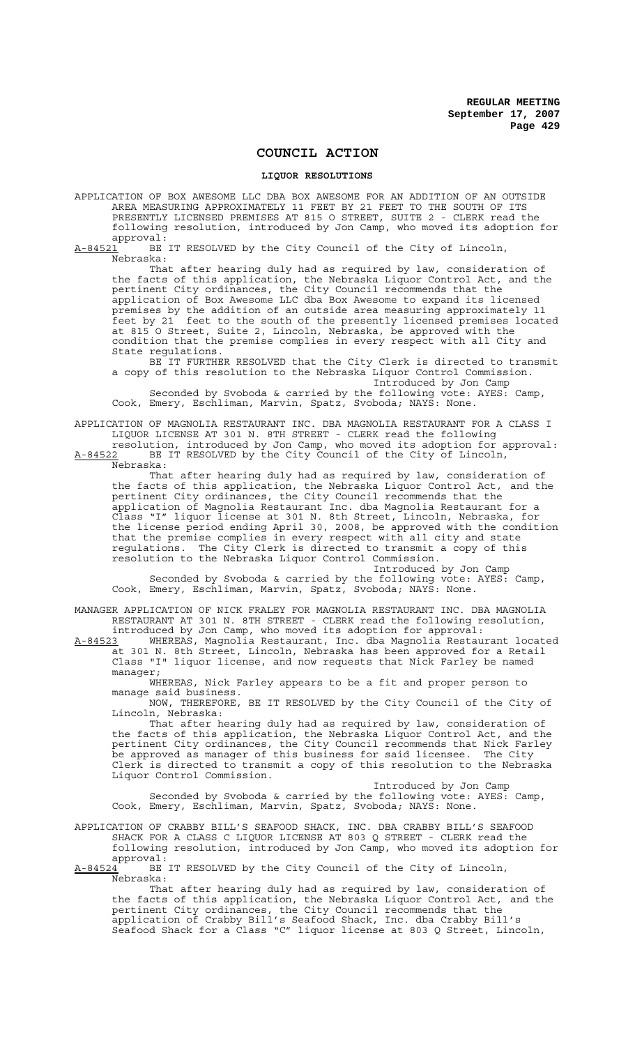## COUNCIL ACTION

### LIQUOR RESOLUTIONS

APPLICATION OF BOX AWESOME LLC DBA BOX AWESOME FOR AN ADDITION OF AN OUTSIDE AREA MEASURING APPROXIMATELY 11 FEET BY 21 FEET TO THE SOUTH OF ITS PRESENTLY LICENSED PREMISES AT 815 O STREET, SUITE 2 - CLERK read the following resolution, introduced by Jon Camp, who moved its adoption for approval:

A-84521 BE IT RESOLVED by the City Council of the City of Lincoln, Nebraska:

That after hearing duly had as required by law, consideration of the facts of this application, the Nebraska Liquor Control Act, and the pertinent City ordinances, the City Council recommends that the application of Box Awesome LLC dba Box Awesome to expand its licensed premises by the addition of an outside area measuring approximately 11 feet by 21 feet to the south of the presently licensed premises located at 815 O Street, Suite 2, Lincoln, Nebraska, be approved with the condition that the premise complies in every respect with all City and State regulations.

BE IT FURTHER RESOLVED that the City Clerk is directed to transmit a copy of this resolution to the Nebraska Liquor Control Commission.

Introduced by Jon Camp

Seconded by Svoboda & carried by the following vote: AYES: Camp, Cook, Emery, Eschliman, Marvin, Spatz, Svoboda; NAYS: None.

APPLICATION OF MAGNOLIA RESTAURANT INC. DBA MAGNOLIA RESTAURANT FOR A CLASS I LIQUOR LICENSE AT 301 N. 8TH STREET - CLERK read the following resolution, introduced by Jon Camp, who moved its adoption for approval:

A-84522 BE IT RESOLVED by the City Council of the City of Lincoln, Nebraska:

That after hearing duly had as required by law, consideration of the facts of this application, the Nebraska Liquor Control Act, and the pertinent City ordinances, the City Council recommends that the application of Magnolia Restaurant Inc. dba Magnolia Restaurant for a Class "I" liquor license at 301 N. 8th Street, Lincoln, Nebraska, for the license period ending April 30, 2008, be approved with the condition that the premise complies in every respect with all city and state regulations. The City Clerk is directed to transmit a copy of this resolution to the Nebraska Liquor Control Commission.

Introduced by Jon Camp

Seconded by Svoboda & carried by the following vote: AYES: Camp, Cook, Emery, Eschliman, Marvin, Spatz, Svoboda; NAYS: None.

MANAGER APPLICATION OF NICK FRALEY FOR MAGNOLIA RESTAURANT INC. DBA MAGNOLIA RESTAURANT AT 301 N. 8TH STREET - CLERK read the following resolution, introduced by Jon Camp, who moved its adoption for approval:

A-84523 WHEREAS, Magnolia Restaurant, Inc. dba Magnolia Restaurant located at 301 N. 8th Street, Lincoln, Nebraska has been approved for a Retail Class "I" liquor license, and now requests that Nick Farley be named manager;

WHEREAS, Nick Farley appears to be a fit and proper person to manage said business.

NOW, THEREFORE, BE IT RESOLVED by the City Council of the City of Lincoln, Nebraska:

That after hearing duly had as required by law, consideration of the facts of this application, the Nebraska Liquor Control Act, and the pertinent City ordinances, the City Council recommends that Nick Farley be approved as manager of this business for said licensee. The City Clerk is directed to transmit a copy of this resolution to the Nebraska Liquor Control Commission.

Introduced by Jon Camp

Seconded by Svoboda & carried by the following vote: AYES: Camp, Cook, Emery, Eschliman, Marvin, Spatz, Svoboda; NAYS: None.

APPLICATION OF CRABBY BILL'S SEAFOOD SHACK, INC. DBA CRABBY BILL'S SEAFOOD SHACK FOR A CLASS C LIQUOR LICENSE AT 803 Q STREET - CLERK read the following resolution, introduced by Jon Camp, who moved its adoption for approval:

A-84524 BE IT RESOLVED by the City Council of the City of Lincoln, Nebraska:

That after hearing duly had as required by law, consideration of the facts of this application, the Nebraska Liquor Control Act, and the pertinent City ordinances, the City Council recommends that the application of Crabby Bill's Seafood Shack, Inc. dba Crabby Bill's Seafood Shack for a Class "C" liquor license at 803 Q Street, Lincoln,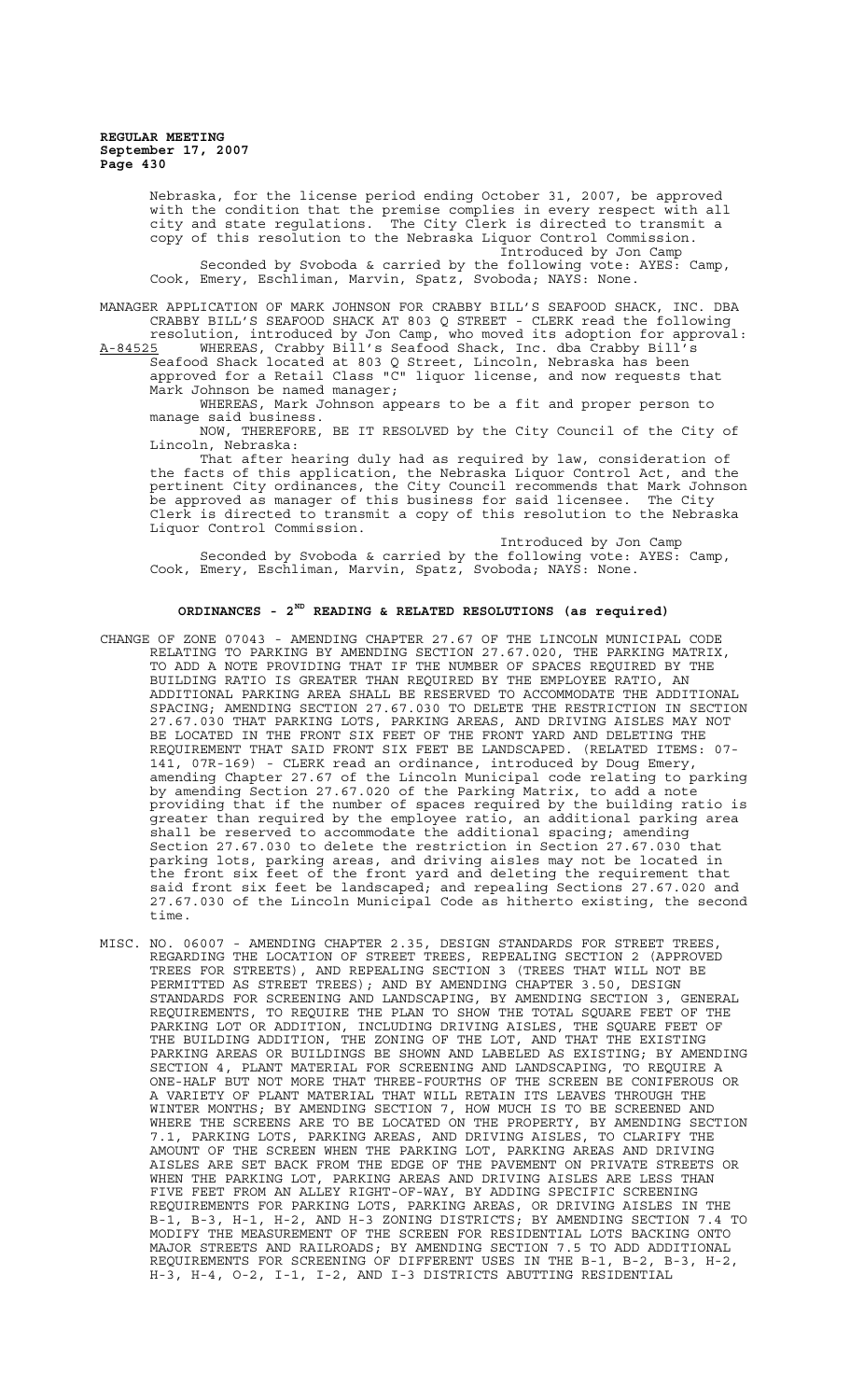Nebraska, for the license period ending October 31, 2007, be approved with the condition that the premise complies in every respect with all city and state regulations. The City Clerk is directed to transmit a copy of this resolution to the Nebraska Liquor Control Commission.

Introduced by Jon Camp

Seconded by Svoboda & carried by the following vote: AYES: Camp, Cook, Emery, Eschliman, Marvin, Spatz, Svoboda; NAYS: None.

MANAGER APPLICATION OF MARK JOHNSON FOR CRABBY BILL'S SEAFOOD SHACK, INC. DBA CRABBY BILL'S SEAFOOD SHACK AT 803 Q STREET - CLERK read the following resolution, introduced by Jon Camp, who moved its adoption for approval:

A-84525 WHEREAS, Crabby Bill's Seafood Shack, Inc. dba Crabby Bill's Seafood Shack located at 803 Q Street, Lincoln, Nebraska has been approved for a Retail Class "C" liquor license, and now requests that Mark Johnson be named manager;

WHEREAS, Mark Johnson appears to be a fit and proper person to manage said business.

NOW, THEREFORE, BE IT RESOLVED by the City Council of the City of Lincoln, Nebraska:

That after hearing duly had as required by law, consideration of the facts of this application, the Nebraska Liquor Control Act, and the pertinent City ordinances, the City Council recommends that Mark Johnson be approved as manager of this business for said licensee. The City Clerk is directed to transmit a copy of this resolution to the Nebraska Liquor Control Commission.

Introduced by Jon Camp

Seconded by Svoboda & carried by the following vote: AYES: Camp, Cook, Emery, Eschliman, Marvin, Spatz, Svoboda; NAYS: None.

## ORDINANCES - 2ND READING & RELATED RESOLUTIONS (as required)

CHANGE OF ZONE 07043 - AMENDING CHAPTER 27.67 OF THE LINCOLN MUNICIPAL CODE RELATING TO PARKING BY AMENDING SECTION 27.67.020, THE PARKING MATRIX, TO ADD A NOTE PROVIDING THAT IF THE NUMBER OF SPACES REQUIRED BY THE BUILDING RATIO IS GREATER THAN REQUIRED BY THE EMPLOYEE RATIO, AN ADDITIONAL PARKING AREA SHALL BE RESERVED TO ACCOMMODATE THE ADDITIONAL SPACING; AMENDING SECTION 27.67.030 TO DELETE THE RESTRICTION IN SECTION 27.67.030 THAT PARKING LOTS, PARKING AREAS, AND DRIVING AISLES MAY NOT BE LOCATED IN THE FRONT SIX FEET OF THE FRONT YARD AND DELETING THE REQUIREMENT THAT SAID FRONT SIX FEET BE LANDSCAPED. (RELATED ITEMS: 07-141, 07R-169) - CLERK read an ordinance, introduced by Doug Emery, amending Chapter 27.67 of the Lincoln Municipal code relating to parking by amending Section 27.67.020 of the Parking Matrix, to add a note providing that if the number of spaces required by the building ratio is greater than required by the employee ratio, an additional parking area shall be reserved to accommodate the additional spacing; amending Section 27.67.030 to delete the restriction in Section 27.67.030 that parking lots, parking areas, and driving aisles may not be located in the front six feet of the front yard and deleting the requirement that said front six feet be landscaped; and repealing Sections 27.67.020 and 27.67.030 of the Lincoln Municipal Code as hitherto existing, the second time.

MISC. NO. 06007 - AMENDING CHAPTER 2.35, DESIGN STANDARDS FOR STREET TREES, REGARDING THE LOCATION OF STREET TREES, REPEALING SECTION 2 (APPROVED TREES FOR STREETS), AND REPEALING SECTION 3 (TREES THAT WILL NOT BE PERMITTED AS STREET TREES); AND BY AMENDING CHAPTER 3.50, DESIGN STANDARDS FOR SCREENING AND LANDSCAPING, BY AMENDING SECTION 3, GENERAL REQUIREMENTS, TO REQUIRE THE PLAN TO SHOW THE TOTAL SQUARE FEET OF THE PARKING LOT OR ADDITION, INCLUDING DRIVING AISLES, THE SQUARE FEET OF THE BUILDING ADDITION, THE ZONING OF THE LOT, AND THAT THE EXISTING PARKING AREAS OR BUILDINGS BE SHOWN AND LABELED AS EXISTING; BY AMENDING SECTION 4, PLANT MATERIAL FOR SCREENING AND LANDSCAPING, TO REQUIRE A ONE-HALF BUT NOT MORE THAT THREE-FOURTHS OF THE SCREEN BE CONIFEROUS OR A VARIETY OF PLANT MATERIAL THAT WILL RETAIN ITS LEAVES THROUGH THE WINTER MONTHS; BY AMENDING SECTION 7, HOW MUCH IS TO BE SCREENED AND WHERE THE SCREENS ARE TO BE LOCATED ON THE PROPERTY, BY AMENDING SECTION 7.1, PARKING LOTS, PARKING AREAS, AND DRIVING AISLES, TO CLARIFY THE AMOUNT OF THE SCREEN WHEN THE PARKING LOT, PARKING AREAS AND DRIVING AISLES ARE SET BACK FROM THE EDGE OF THE PAVEMENT ON PRIVATE STREETS OR WHEN THE PARKING LOT, PARKING AREAS AND DRIVING AISLES ARE LESS THAN FIVE FEET FROM AN ALLEY RIGHT-OF-WAY, BY ADDING SPECIFIC SCREENING REQUIREMENTS FOR PARKING LOTS, PARKING AREAS, OR DRIVING AISLES IN THE B-1, B-3, H-1, H-2, AND H-3 ZONING DISTRICTS; BY AMENDING SECTION 7.4 TO MODIFY THE MEASUREMENT OF THE SCREEN FOR RESIDENTIAL LOTS BACKING ONTO MAJOR STREETS AND RAILROADS; BY AMENDING SECTION 7.5 TO ADD ADDITIONAL REQUIREMENTS FOR SCREENING OF DIFFERENT USES IN THE B-1, B-2, B-3, H-2, H-3, H-4, O-2, I-1, I-2, AND I-3 DISTRICTS ABUTTING RESIDENTIAL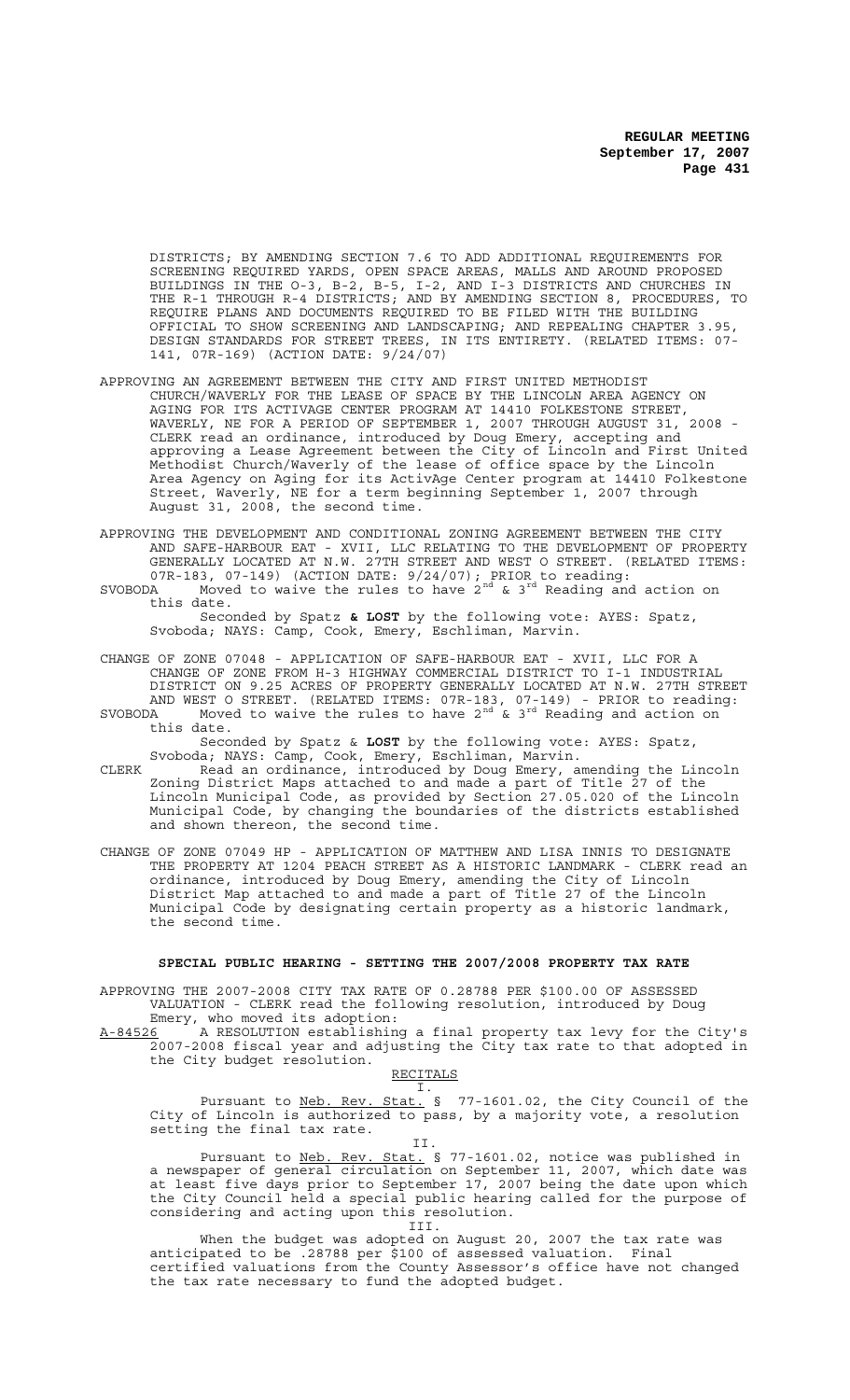DISTRICTS; BY AMENDING SECTION 7.6 TO ADD ADDITIONAL REQUIREMENTS FOR SCREENING REQUIRED YARDS, OPEN SPACE AREAS, MALLS AND AROUND PROPOSED BUILDINGS IN THE O-3, B-2, B-5, I-2, AND I-3 DISTRICTS AND CHURCHES IN THE R-1 THROUGH R-4 DISTRICTS; AND BY AMENDING SECTION 8, PROCEDURES, TO REQUIRE PLANS AND DOCUMENTS REQUIRED TO BE FILED WITH THE BUILDING OFFICIAL TO SHOW SCREENING AND LANDSCAPING; AND REPEALING CHAPTER 3.95, DESIGN STANDARDS FOR STREET TREES, IN ITS ENTIRETY. (RELATED ITEMS: 07-141, 07R-169) (ACTION DATE: 9/24/07)

APPROVING AN AGREEMENT BETWEEN THE CITY AND FIRST UNITED METHODIST CHURCH/WAVERLY FOR THE LEASE OF SPACE BY THE LINCOLN AREA AGENCY ON AGING FOR ITS ACTIVAGE CENTER PROGRAM AT 14410 FOLKESTONE STREET, WAVERLY, NE FOR A PERIOD OF SEPTEMBER 1, 2007 THROUGH AUGUST 31, 2008 - CLERK read an ordinance, introduced by Doug Emery, accepting and approving a Lease Agreement between the City of Lincoln and First United Methodist Church/Waverly of the lease of office space by the Lincoln Area Agency on Aging for its ActivAge Center program at 14410 Folkestone Street, Waverly, NE for a term beginning September 1, 2007 through August 31, 2008, the second time.

APPROVING THE DEVELOPMENT AND CONDITIONAL ZONING AGREEMENT BETWEEN THE CITY AND SAFE-HARBOUR EAT - XVII, LLC RELATING TO THE DEVELOPMENT OF PROPERTY GENERALLY LOCATED AT N.W. 27TH STREET AND WEST O STREET. (RELATED ITEMS: 07R-183, 07-149) (ACTION DATE: 9/24/07); PRIOR to reading:

SVOBODA Moved to waive the rules to have 2nd & 3rd Reading and action on this date.

Seconded by Spatz & **LOST** by the following vote: AYES: Spatz, Svoboda; NAYS: Camp, Cook, Emery, Eschliman, Marvin.

CHANGE OF ZONE 07048 - APPLICATION OF SAFE-HARBOUR EAT - XVII, LLC FOR A CHANGE OF ZONE FROM H-3 HIGHWAY COMMERCIAL DISTRICT TO I-1 INDUSTRIAL DISTRICT ON 9.25 ACRES OF PROPERTY GENERALLY LOCATED AT N.W. 27TH STREET AND WEST O STREET. (RELATED ITEMS: 07R-183, 07-149) - PRIOR to reading:

SVOBODA Moved to waive the rules to have 2nd & 3rd Reading and action on this date.

Seconded by Spatz & **LOST** by the following vote: AYES: Spatz, Svoboda; NAYS: Camp, Cook, Emery, Eschliman, Marvin.

CLERK Read an ordinance, introduced by Doug Emery, amending the Lincoln Zoning District Maps attached to and made a part of Title 27 of the Lincoln Municipal Code, as provided by Section 27.05.020 of the Lincoln Municipal Code, by changing the boundaries of the districts established and shown thereon, the second time.

CHANGE OF ZONE 07049 HP - APPLICATION OF MATTHEW AND LISA INNIS TO DESIGNATE THE PROPERTY AT 1204 PEACH STREET AS A HISTORIC LANDMARK - CLERK read an ordinance, introduced by Doug Emery, amending the City of Lincoln District Map attached to and made a part of Title 27 of the Lincoln Municipal Code by designating certain property as a historic landmark, the second time.

## SPECIAL PUBLIC HEARING - SETTING THE 2007/2008 PROPERTY TAX RATE

APPROVING THE 2007-2008 CITY TAX RATE OF 0.28788 PER $100.00 OF ASSESSED VALUATION - CLERK read the following resolution, introduced by Doug Emery, who moved its adoption:

A-84526 A RESOLUTION establishing a final property tax levy for the City's 2007-2008 fiscal year and adjusting the City tax rate to that adopted in the City budget resolution.

RECITALS

I.

Pursuant to Neb. Rev. Stat. § 77-1601.02, the City Council of the City of Lincoln is authorized to pass, by a majority vote, a resolution setting the final tax rate.

II.

Pursuant to Neb. Rev. Stat. § 77-1601.02, notice was published in a newspaper of general circulation on September 11, 2007, which date was at least five days prior to September 17, 2007 being the date upon which the City Council held a special public hearing called for the purpose of considering and acting upon this resolution.

III.

When the budget was adopted on August 20, 2007 the tax rate was anticipated to be .28788 per $100 of assessed valuation. Final certified valuations from the County Assessor's office have not changed the tax rate necessary to fund the adopted budget.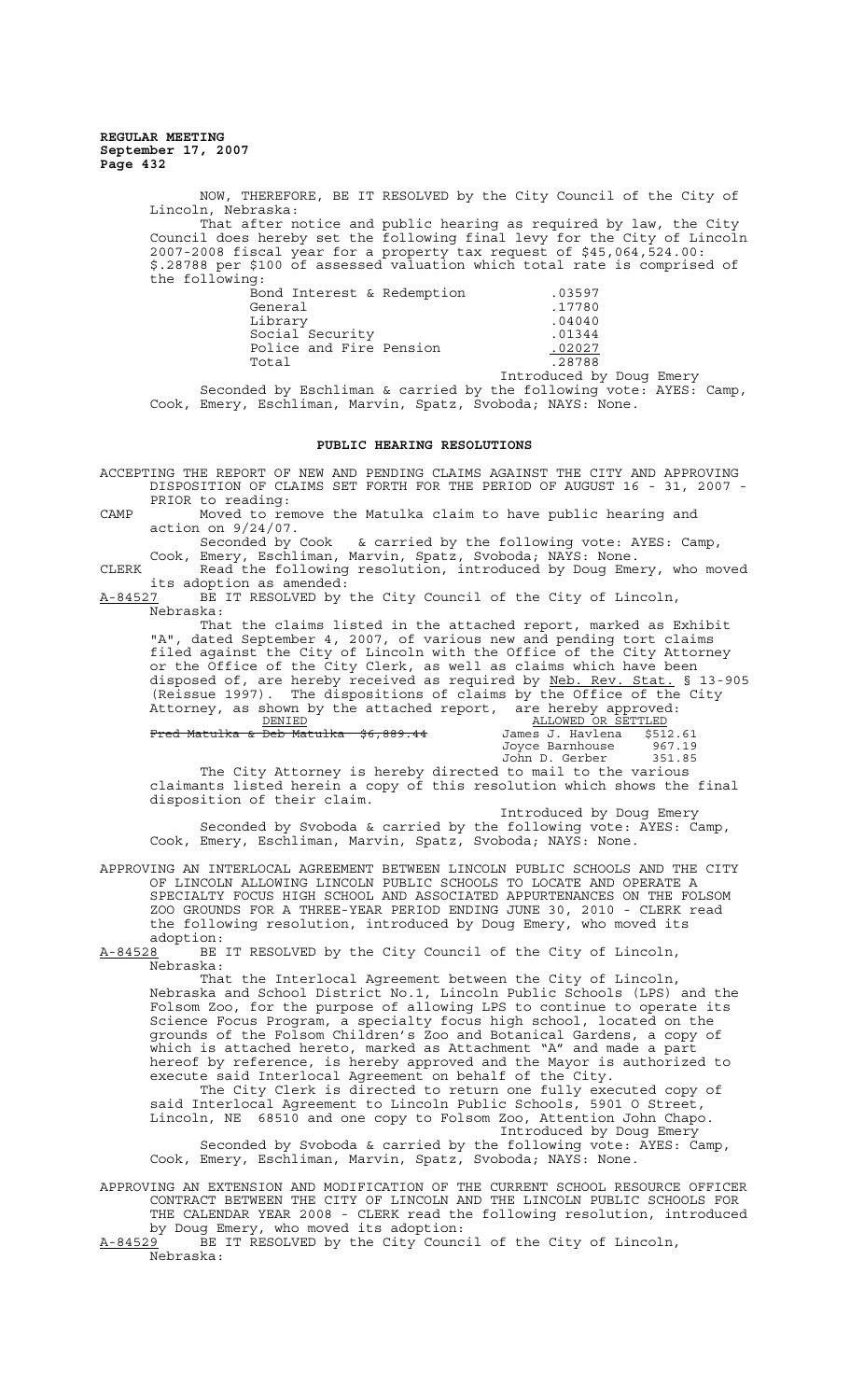NOW, THEREFORE, BE IT RESOLVED by the City Council of the City of Lincoln, Nebraska:

That after notice and public hearing as required by law, the City Council does hereby set the following final levy for the City of Lincoln 2007-2008 fiscal year for a property tax request of $45,064,524.00: $.28788 per $100 of assessed valuation which total rate is comprised of the following:

| | |
|---|---|
| Bond Interest & Redemption | .03597 |
| General | .17780 |
| Library | .04040 |
| Social Security | .01344 |
| Police and Fire Pension | .02027 |
| Total | .28788 |

Introduced by Doug Emery

Seconded by Eschliman & carried by the following vote: AYES: Camp, Cook, Emery, Eschliman, Marvin, Spatz, Svoboda; NAYS: None.

## PUBLIC HEARING RESOLUTIONS

ACCEPTING THE REPORT OF NEW AND PENDING CLAIMS AGAINST THE CITY AND APPROVING DISPOSITION OF CLAIMS SET FORTH FOR THE PERIOD OF AUGUST 16 - 31, 2007 - PRIOR to reading:

CAMP Moved to remove the Matulka claim to have public hearing and action on 9/24/07.

Seconded by Cook & carried by the following vote: AYES: Camp, Cook, Emery, Eschliman, Marvin, Spatz, Svoboda; NAYS: None.

CLERK Read the following resolution, introduced by Doug Emery, who moved its adoption as amended:

A-84527 BE IT RESOLVED by the City Council of the City of Lincoln, Nebraska:

That the claims listed in the attached report, marked as Exhibit "A", dated September 4, 2007, of various new and pending tort claims filed against the City of Lincoln with the Office of the City Attorney or the Office of the City Clerk, as well as claims which have been disposed of, are hereby received as required by Neb. Rev. Stat. § 13-905 (Reissue 1997). The dispositions of claims by the Office of the City Attorney, as shown by the attached report, are hereby approved:

| DENIED | | ALLOWED OR SETTLED | |
|---|---|---|---|
| ~~Fred Matulka & Deb Matulka~~ | ~~$6,889.44~~ | James J. Havlena | $512.61 |
| | | Joyce Barnhouse | 967.19 |
| | | John D. Gerber | 351.85 |

The City Attorney is hereby directed to mail to the various claimants listed herein a copy of this resolution which shows the final disposition of their claim.

Introduced by Doug Emery

Seconded by Svoboda & carried by the following vote: AYES: Camp, Cook, Emery, Eschliman, Marvin, Spatz, Svoboda; NAYS: None.

APPROVING AN INTERLOCAL AGREEMENT BETWEEN LINCOLN PUBLIC SCHOOLS AND THE CITY OF LINCOLN ALLOWING LINCOLN PUBLIC SCHOOLS TO LOCATE AND OPERATE A SPECIALTY FOCUS HIGH SCHOOL AND ASSOCIATED APPURTENANCES ON THE FOLSOM ZOO GROUNDS FOR A THREE-YEAR PERIOD ENDING JUNE 30, 2010 - CLERK read the following resolution, introduced by Doug Emery, who moved its adoption:

A-84528 BE IT RESOLVED by the City Council of the City of Lincoln, Nebraska:

That the Interlocal Agreement between the City of Lincoln, Nebraska and School District No.1, Lincoln Public Schools (LPS) and the Folsom Zoo, for the purpose of allowing LPS to continue to operate its Science Focus Program, a specialty focus high school, located on the grounds of the Folsom Children's Zoo and Botanical Gardens, a copy of which is attached hereto, marked as Attachment "A" and made a part hereof by reference, is hereby approved and the Mayor is authorized to execute said Interlocal Agreement on behalf of the City.

The City Clerk is directed to return one fully executed copy of said Interlocal Agreement to Lincoln Public Schools, 5901 O Street, Lincoln, NE 68510 and one copy to Folsom Zoo, Attention John Chapo.

Introduced by Doug Emery

Seconded by Svoboda & carried by the following vote: AYES: Camp, Cook, Emery, Eschliman, Marvin, Spatz, Svoboda; NAYS: None.

APPROVING AN EXTENSION AND MODIFICATION OF THE CURRENT SCHOOL RESOURCE OFFICER CONTRACT BETWEEN THE CITY OF LINCOLN AND THE LINCOLN PUBLIC SCHOOLS FOR THE CALENDAR YEAR 2008 - CLERK read the following resolution, introduced by Doug Emery, who moved its adoption:

A-84529 BE IT RESOLVED by the City Council of the City of Lincoln, Nebraska: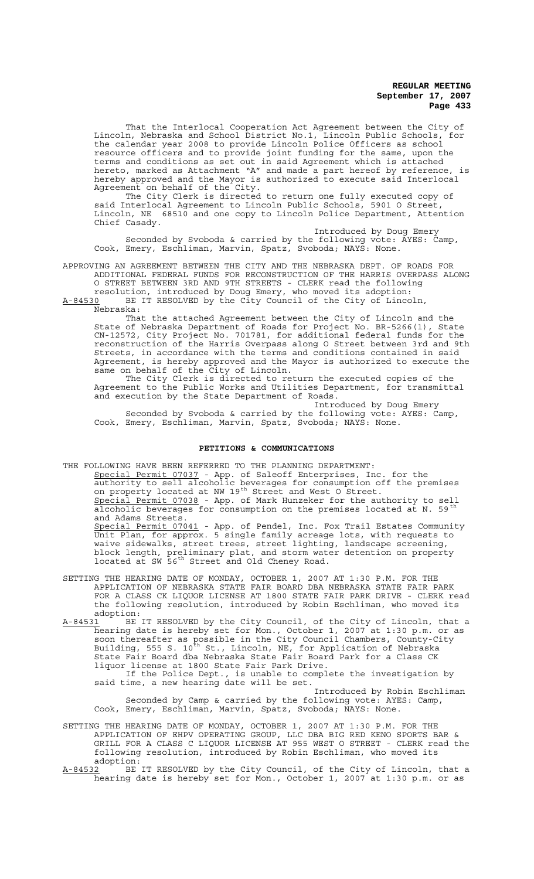That the Interlocal Cooperation Act Agreement between the City of Lincoln, Nebraska and School District No.1, Lincoln Public Schools, for the calendar year 2008 to provide Lincoln Police Officers as school resource officers and to provide joint funding for the same, upon the terms and conditions as set out in said Agreement which is attached hereto, marked as Attachment "A" and made a part hereof by reference, is hereby approved and the Mayor is authorized to execute said Interlocal Agreement on behalf of the City.

The City Clerk is directed to return one fully executed copy of said Interlocal Agreement to Lincoln Public Schools, 5901 O Street, Lincoln, NE 68510 and one copy to Lincoln Police Department, Attention Chief Casady.

Introduced by Doug Emery

Seconded by Svoboda & carried by the following vote: AYES: Camp, Cook, Emery, Eschliman, Marvin, Spatz, Svoboda; NAYS: None.

APPROVING AN AGREEMENT BETWEEN THE CITY AND THE NEBRASKA DEPT. OF ROADS FOR ADDITIONAL FEDERAL FUNDS FOR RECONSTRUCTION OF THE HARRIS OVERPASS ALONG O STREET BETWEEN 3RD AND 9TH STREETS - CLERK read the following resolution, introduced by Doug Emery, who moved its adoption:

A-84530 BE IT RESOLVED by the City Council of the City of Lincoln, Nebraska:

That the attached Agreement between the City of Lincoln and the State of Nebraska Department of Roads for Project No. BR-5266(1), State CN-12572, City Project No. 701781, for additional federal funds for the reconstruction of the Harris Overpass along O Street between 3rd and 9th Streets, in accordance with the terms and conditions contained in said Agreement, is hereby approved and the Mayor is authorized to execute the same on behalf of the City of Lincoln.

The City Clerk is directed to return the executed copies of the Agreement to the Public Works and Utilities Department, for transmittal and execution by the State Department of Roads.

Introduced by Doug Emery

Seconded by Svoboda & carried by the following vote: AYES: Camp, Cook, Emery, Eschliman, Marvin, Spatz, Svoboda; NAYS: None.

## PETITIONS & COMMUNICATIONS

THE FOLLOWING HAVE BEEN REFERRED TO THE PLANNING DEPARTMENT:

Special Permit 07037 - App. of Saleoff Enterprises, Inc. for the authority to sell alcoholic beverages for consumption off the premises on property located at NW 19th Street and West O Street.

Special Permit 07038 - App. of Mark Hunzeker for the authority to sell alcoholic beverages for consumption on the premises located at N. 59th and Adams Streets.

Special Permit 07041 - App. of Pendel, Inc. Fox Trail Estates Community Unit Plan, for approx. 5 single family acreage lots, with requests to waive sidewalks, street trees, street lighting, landscape screening, block length, preliminary plat, and storm water detention on property located at SW 56th Street and Old Cheney Road.

SETTING THE HEARING DATE OF MONDAY, OCTOBER 1, 2007 AT 1:30 P.M. FOR THE APPLICATION OF NEBRASKA STATE FAIR BOARD DBA NEBRASKA STATE FAIR PARK FOR A CLASS CK LIQUOR LICENSE AT 1800 STATE FAIR PARK DRIVE - CLERK read the following resolution, introduced by Robin Eschliman, who moved its adoption:

A-84531 BE IT RESOLVED by the City Council, of the City of Lincoln, that a hearing date is hereby set for Mon., October 1, 2007 at 1:30 p.m. or as soon thereafter as possible in the City Council Chambers, County-City Building, 555 S. 10th St., Lincoln, NE, for Application of Nebraska State Fair Board dba Nebraska State Fair Board Park for a Class CK liquor license at 1800 State Fair Park Drive.

If the Police Dept., is unable to complete the investigation by said time, a new hearing date will be set.

Introduced by Robin Eschliman

Seconded by Camp & carried by the following vote: AYES: Camp, Cook, Emery, Eschliman, Marvin, Spatz, Svoboda; NAYS: None.

SETTING THE HEARING DATE OF MONDAY, OCTOBER 1, 2007 AT 1:30 P.M. FOR THE APPLICATION OF EHPV OPERATING GROUP, LLC DBA BIG RED KENO SPORTS BAR & GRILL FOR A CLASS C LIQUOR LICENSE AT 955 WEST O STREET - CLERK read the following resolution, introduced by Robin Eschliman, who moved its adoption:

A-84532 BE IT RESOLVED by the City Council, of the City of Lincoln, that a hearing date is hereby set for Mon., October 1, 2007 at 1:30 p.m. or as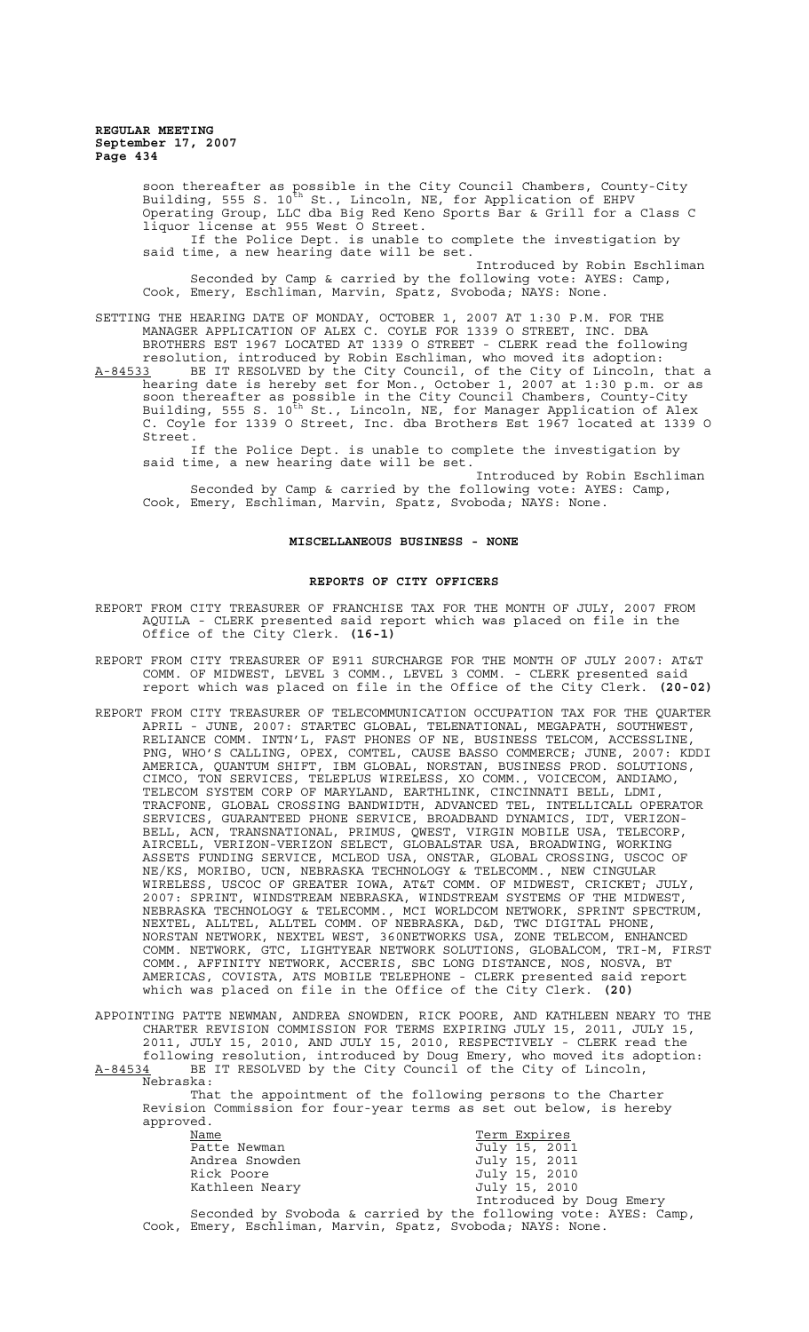soon thereafter as possible in the City Council Chambers, County-City Building, 555 S. 10th St., Lincoln, NE, for Application of EHPV Operating Group, LLC dba Big Red Keno Sports Bar & Grill for a Class C liquor license at 955 West O Street.

If the Police Dept. is unable to complete the investigation by said time, a new hearing date will be set.

Introduced by Robin Eschliman

Seconded by Camp & carried by the following vote: AYES: Camp, Cook, Emery, Eschliman, Marvin, Spatz, Svoboda; NAYS: None.

SETTING THE HEARING DATE OF MONDAY, OCTOBER 1, 2007 AT 1:30 P.M. FOR THE MANAGER APPLICATION OF ALEX C. COYLE FOR 1339 O STREET, INC. DBA BROTHERS EST 1967 LOCATED AT 1339 O STREET - CLERK read the following resolution, introduced by Robin Eschliman, who moved its adoption:

A-84533 BE IT RESOLVED by the City Council, of the City of Lincoln, that a hearing date is hereby set for Mon., October 1, 2007 at 1:30 p.m. or as soon thereafter as possible in the City Council Chambers, County-City Building, 555 S. 10th St., Lincoln, NE, for Manager Application of Alex C. Coyle for 1339 O Street, Inc. dba Brothers Est 1967 located at 1339 O Street.

If the Police Dept. is unable to complete the investigation by said time, a new hearing date will be set.

Introduced by Robin Eschliman

Seconded by Camp & carried by the following vote: AYES: Camp, Cook, Emery, Eschliman, Marvin, Spatz, Svoboda; NAYS: None.

## MISCELLANEOUS BUSINESS - NONE

## REPORTS OF CITY OFFICERS

REPORT FROM CITY TREASURER OF FRANCHISE TAX FOR THE MONTH OF JULY, 2007 FROM AQUILA - CLERK presented said report which was placed on file in the Office of the City Clerk. **(16-1)**

REPORT FROM CITY TREASURER OF E911 SURCHARGE FOR THE MONTH OF JULY 2007: AT&T COMM. OF MIDWEST, LEVEL 3 COMM., LEVEL 3 COMM. - CLERK presented said report which was placed on file in the Office of the City Clerk. **(20-02)**

REPORT FROM CITY TREASURER OF TELECOMMUNICATION OCCUPATION TAX FOR THE QUARTER APRIL - JUNE, 2007: STARTEC GLOBAL, TELENATIONAL, MEGAPATH, SOUTHWEST, RELIANCE COMM. INTN'L, FAST PHONES OF NE, BUSINESS TELCOM, ACCESSLINE, PNG, WHO'S CALLING, OPEX, COMTEL, CAUSE BASSO COMMERCE; JUNE, 2007: KDDI AMERICA, QUANTUM SHIFT, IBM GLOBAL, NORSTAN, BUSINESS PROD. SOLUTIONS, CIMCO, TON SERVICES, TELEPLUS WIRELESS, XO COMM., VOICECOM, ANDIAMO, TELECOM SYSTEM CORP OF MARYLAND, EARTHLINK, CINCINNATI BELL, LDMI, TRACFONE, GLOBAL CROSSING BANDWIDTH, ADVANCED TEL, INTELLICALL OPERATOR SERVICES, GUARANTEED PHONE SERVICE, BROADBAND DYNAMICS, IDT, VERIZON-BELL, ACN, TRANSNATIONAL, PRIMUS, QWEST, VIRGIN MOBILE USA, TELECORP, AIRCELL, VERIZON-VERIZON SELECT, GLOBALSTAR USA, BROADWING, WORKING ASSETS FUNDING SERVICE, MCLEOD USA, ONSTAR, GLOBAL CROSSING, USCOC OF NE/KS, MORIBO, UCN, NEBRASKA TECHNOLOGY & TELECOMM., NEW CINGULAR WIRELESS, USCOC OF GREATER IOWA, AT&T COMM. OF MIDWEST, CRICKET; JULY, 2007: SPRINT, WINDSTREAM NEBRASKA, WINDSTREAM SYSTEMS OF THE MIDWEST, NEBRASKA TECHNOLOGY & TELECOMM., MCI WORLDCOM NETWORK, SPRINT SPECTRUM, NEXTEL, ALLTEL, ALLTEL COMM. OF NEBRASKA, D&D, TWC DIGITAL PHONE, NORSTAN NETWORK, NEXTEL WEST, 360NETWORKS USA, ZONE TELECOM, ENHANCED COMM. NETWORK, GTC, LIGHTYEAR NETWORK SOLUTIONS, GLOBALCOM, TRI-M, FIRST COMM., AFFINITY NETWORK, ACCERIS, SBC LONG DISTANCE, NOS, NOSVA, BT AMERICAS, COVISTA, ATS MOBILE TELEPHONE - CLERK presented said report which was placed on file in the Office of the City Clerk. **(20)**

APPOINTING PATTE NEWMAN, ANDREA SNOWDEN, RICK POORE, AND KATHLEEN NEARY TO THE CHARTER REVISION COMMISSION FOR TERMS EXPIRING JULY 15, 2011, JULY 15, 2011, JULY 15, 2010, AND JULY 15, 2010, RESPECTIVELY - CLERK read the following resolution, introduced by Doug Emery, who moved its adoption:

A-84534 BE IT RESOLVED by the City Council of the City of Lincoln, Nebraska:

That the appointment of the following persons to the Charter Revision Commission for four-year terms as set out below, is hereby approved.

| Name | Term Expires |
|---|---|
| Patte Newman | July 15, 2011 |
| Andrea Snowden | July 15, 2011 |
| Rick Poore | July 15, 2010 |
| Kathleen Neary | July 15, 2010 |

Introduced by Doug Emery

Seconded by Svoboda & carried by the following vote: AYES: Camp, Cook, Emery, Eschliman, Marvin, Spatz, Svoboda; NAYS: None.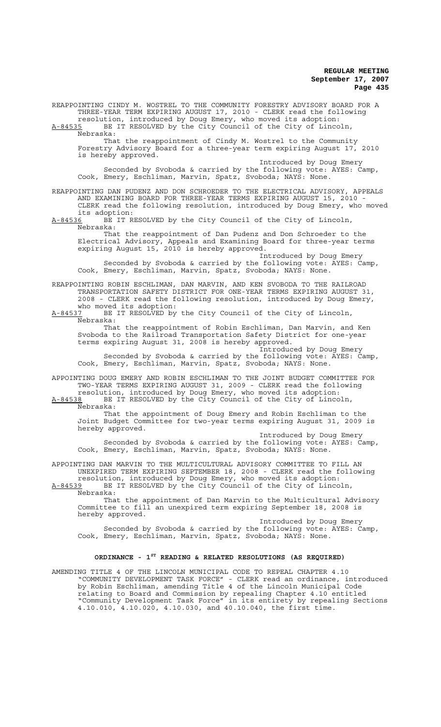REAPPOINTING CINDY M. WOSTREL TO THE COMMUNITY FORESTRY ADVISORY BOARD FOR A THREE-YEAR TERM EXPIRING AUGUST 17, 2010 - CLERK read the following resolution, introduced by Doug Emery, who moved its adoption:

A-84535 BE IT RESOLVED by the City Council of the City of Lincoln, Nebraska:

That the reappointment of Cindy M. Wostrel to the Community Forestry Advisory Board for a three-year term expiring August 17, 2010 is hereby approved.

Introduced by Doug Emery

Seconded by Svoboda & carried by the following vote: AYES: Camp, Cook, Emery, Eschliman, Marvin, Spatz, Svoboda; NAYS: None.

REAPPOINTING DAN PUDENZ AND DON SCHROEDER TO THE ELECTRICAL ADVISORY, APPEALS AND EXAMINING BOARD FOR THREE-YEAR TERMS EXPIRING AUGUST 15, 2010 - CLERK read the following resolution, introduced by Doug Emery, who moved its adoption:

A-84536 BE IT RESOLVED by the City Council of the City of Lincoln, Nebraska:

That the reappointment of Dan Pudenz and Don Schroeder to the Electrical Advisory, Appeals and Examining Board for three-year terms expiring August 15, 2010 is hereby approved.

Introduced by Doug Emery

Seconded by Svoboda & carried by the following vote: AYES: Camp, Cook, Emery, Eschliman, Marvin, Spatz, Svoboda; NAYS: None.

REAPPOINTING ROBIN ESCHLIMAN, DAN MARVIN, AND KEN SVOBODA TO THE RAILROAD TRANSPORTATION SAFETY DISTRICT FOR ONE-YEAR TERMS EXPIRING AUGUST 31, 2008 - CLERK read the following resolution, introduced by Doug Emery, who moved its adoption:

A-84537 BE IT RESOLVED by the City Council of the City of Lincoln, Nebraska:

That the reappointment of Robin Eschliman, Dan Marvin, and Ken Svoboda to the Railroad Transportation Safety District for one-year terms expiring August 31, 2008 is hereby approved.

Introduced by Doug Emery

Seconded by Svoboda & carried by the following vote: AYES: Camp, Cook, Emery, Eschliman, Marvin, Spatz, Svoboda; NAYS: None.

APPOINTING DOUG EMERY AND ROBIN ESCHLIMAN TO THE JOINT BUDGET COMMITTEE FOR TWO-YEAR TERMS EXPIRING AUGUST 31, 2009 - CLERK read the following resolution, introduced by Doug Emery, who moved its adoption:

A-84538 BE IT RESOLVED by the City Council of the City of Lincoln, Nebraska:

That the appointment of Doug Emery and Robin Eschliman to the Joint Budget Committee for two-year terms expiring August 31, 2009 is hereby approved.

Introduced by Doug Emery

Seconded by Svoboda & carried by the following vote: AYES: Camp, Cook, Emery, Eschliman, Marvin, Spatz, Svoboda; NAYS: None.

APPOINTING DAN MARVIN TO THE MULTICULTURAL ADVISORY COMMITTEE TO FILL AN UNEXPIRED TERM EXPIRING SEPTEMBER 18, 2008 - CLERK read the following resolution, introduced by Doug Emery, who moved its adoption:

A-84539 BE IT RESOLVED by the City Council of the City of Lincoln, Nebraska:

That the appointment of Dan Marvin to the Multicultural Advisory Committee to fill an unexpired term expiring September 18, 2008 is hereby approved.

Introduced by Doug Emery

Seconded by Svoboda & carried by the following vote: AYES: Camp, Cook, Emery, Eschliman, Marvin, Spatz, Svoboda; NAYS: None.

## ORDINANCE - 1ST READING & RELATED RESOLUTIONS (AS REQUIRED)

AMENDING TITLE 4 OF THE LINCOLN MUNICIPAL CODE TO REPEAL CHAPTER 4.10 "COMMUNITY DEVELOPMENT TASK FORCE" - CLERK read an ordinance, introduced by Robin Eschliman, amending Title 4 of the Lincoln Municipal Code relating to Board and Commission by repealing Chapter 4.10 entitled "Community Development Task Force" in its entirety by repealing Sections 4.10.010, 4.10.020, 4.10.030, and 40.10.040, the first time.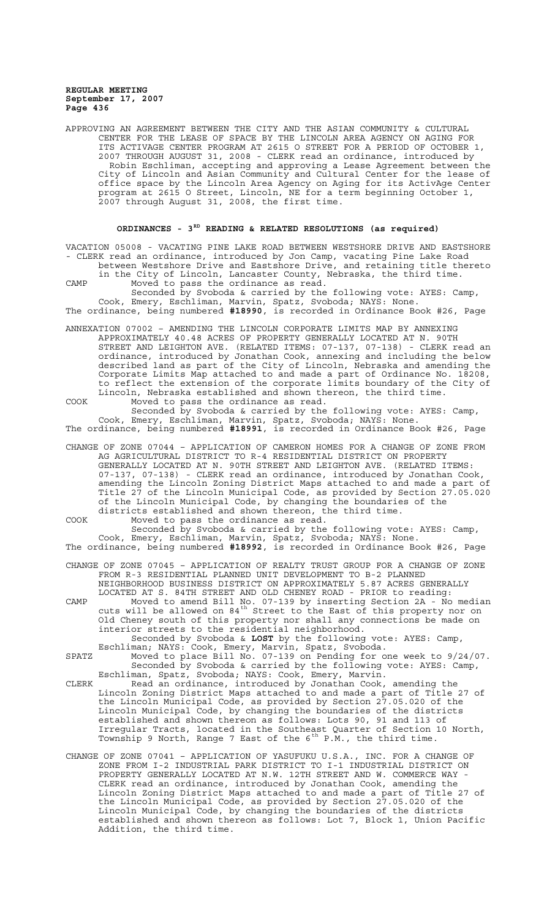APPROVING AN AGREEMENT BETWEEN THE CITY AND THE ASIAN COMMUNITY & CULTURAL CENTER FOR THE LEASE OF SPACE BY THE LINCOLN AREA AGENCY ON AGING FOR ITS ACTIVAGE CENTER PROGRAM AT 2615 O STREET FOR A PERIOD OF OCTOBER 1, 2007 THROUGH AUGUST 31, 2008 - CLERK read an ordinance, introduced by Robin Eschliman, accepting and approving a Lease Agreement between the City of Lincoln and Asian Community and Cultural Center for the lease of office space by the Lincoln Area Agency on Aging for its ActivAge Center program at 2615 O Street, Lincoln, NE for a term beginning October 1, 2007 through August 31, 2008, the first time.

## ORDINANCES - 3[RD] READING & RELATED RESOLUTIONS (as required)

VACATION 05008 - VACATING PINE LAKE ROAD BETWEEN WESTSHORE DRIVE AND EASTSHORE - CLERK read an ordinance, introduced by Jon Camp, vacating Pine Lake Road between Westshore Drive and Eastshore Drive, and retaining title thereto in the City of Lincoln, Lancaster County, Nebraska, the third time.

CAMP Moved to pass the ordinance as read.

Seconded by Svoboda & carried by the following vote: AYES: Camp, Cook, Emery, Eschliman, Marvin, Spatz, Svoboda; NAYS: None.

The ordinance, being numbered **#18990**, is recorded in Ordinance Book #26, Page

ANNEXATION 07002 – AMENDING THE LINCOLN CORPORATE LIMITS MAP BY ANNEXING APPROXIMATELY 40.48 ACRES OF PROPERTY GENERALLY LOCATED AT N. 90TH STREET AND LEIGHTON AVE. (RELATED ITEMS: 07-137, 07-138) - CLERK read an ordinance, introduced by Jonathan Cook, annexing and including the below described land as part of the City of Lincoln, Nebraska and amending the Corporate Limits Map attached to and made a part of Ordinance No. 18208, to reflect the extension of the corporate limits boundary of the City of Lincoln, Nebraska established and shown thereon, the third time.

COOK Moved to pass the ordinance as read.

Seconded by Svoboda & carried by the following vote: AYES: Camp, Cook, Emery, Eschliman, Marvin, Spatz, Svoboda; NAYS: None.

The ordinance, being numbered **#18991**, is recorded in Ordinance Book #26, Page

CHANGE OF ZONE 07044 – APPLICATION OF CAMERON HOMES FOR A CHANGE OF ZONE FROM AG AGRICULTURAL DISTRICT TO R-4 RESIDENTIAL DISTRICT ON PROPERTY GENERALLY LOCATED AT N. 90TH STREET AND LEIGHTON AVE. (RELATED ITEMS: 07-137, 07-138) - CLERK read an ordinance, introduced by Jonathan Cook, amending the Lincoln Zoning District Maps attached to and made a part of Title 27 of the Lincoln Municipal Code, as provided by Section 27.05.020 of the Lincoln Municipal Code, by changing the boundaries of the districts established and shown thereon, the third time.

COOK Moved to pass the ordinance as read.

Seconded by Svoboda & carried by the following vote: AYES: Camp, Cook, Emery, Eschliman, Marvin, Spatz, Svoboda; NAYS: None.

The ordinance, being numbered **#18992**, is recorded in Ordinance Book #26, Page

CHANGE OF ZONE 07045 – APPLICATION OF REALTY TRUST GROUP FOR A CHANGE OF ZONE FROM R-3 RESIDENTIAL PLANNED UNIT DEVELOPMENT TO B-2 PLANNED NEIGHBORHOOD BUSINESS DISTRICT ON APPROXIMATELY 5.87 ACRES GENERALLY LOCATED AT S. 84TH STREET AND OLD CHENEY ROAD - PRIOR to reading:

CAMP Moved to amend Bill No. 07-139 by inserting Section 2A - No median cuts will be allowed on 84[th] Street to the East of this property nor on Old Cheney south of this property nor shall any connections be made on interior streets to the residential neighborhood.

Seconded by Svoboda & **LOST** by the following vote: AYES: Camp, Eschliman; NAYS: Cook, Emery, Marvin, Spatz, Svoboda.

SPATZ Moved to place Bill No. 07-139 on Pending for one week to 9/24/07.

Seconded by Svoboda & carried by the following vote: AYES: Camp, Eschliman, Spatz, Svoboda; NAYS: Cook, Emery, Marvin.

CLERK Read an ordinance, introduced by Jonathan Cook, amending the Lincoln Zoning District Maps attached to and made a part of Title 27 of the Lincoln Municipal Code, as provided by Section 27.05.020 of the Lincoln Municipal Code, by changing the boundaries of the districts established and shown thereon as follows: Lots 90, 91 and 113 of Irregular Tracts, located in the Southeast Quarter of Section 10 North, Township 9 North, Range 7 East of the 6[th] P.M., the third time.

CHANGE OF ZONE 07041 – APPLICATION OF YASUFUKU U.S.A., INC. FOR A CHANGE OF ZONE FROM I-2 INDUSTRIAL PARK DISTRICT TO I-1 INDUSTRIAL DISTRICT ON PROPERTY GENERALLY LOCATED AT N.W. 12TH STREET AND W. COMMERCE WAY - CLERK read an ordinance, introduced by Jonathan Cook, amending the Lincoln Zoning District Maps attached to and made a part of Title 27 of the Lincoln Municipal Code, as provided by Section 27.05.020 of the Lincoln Municipal Code, by changing the boundaries of the districts established and shown thereon as follows: Lot 7, Block 1, Union Pacific Addition, the third time.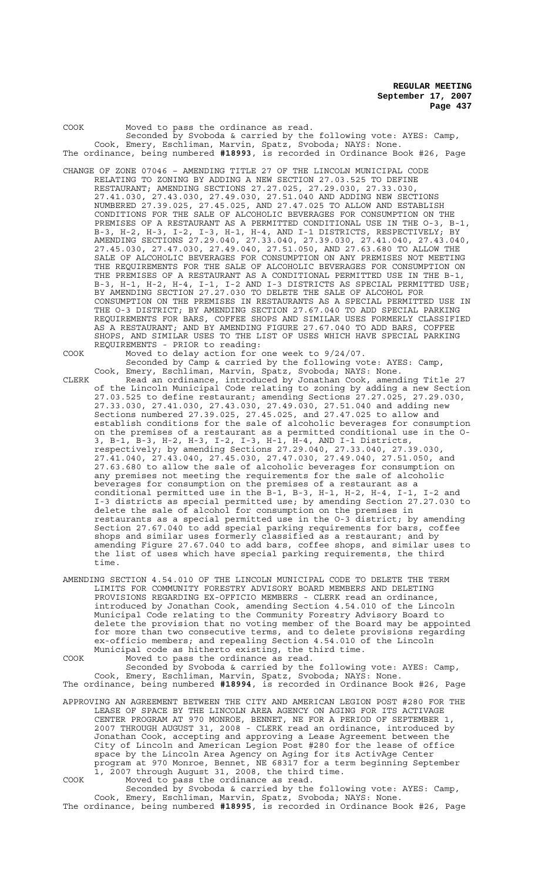COOK Moved to pass the ordinance as read.

Seconded by Svoboda & carried by the following vote: AYES: Camp, Cook, Emery, Eschliman, Marvin, Spatz, Svoboda; NAYS: None.

The ordinance, being numbered **#18993**, is recorded in Ordinance Book #26, Page

CHANGE OF ZONE 07046 – AMENDING TITLE 27 OF THE LINCOLN MUNICIPAL CODE RELATING TO ZONING BY ADDING A NEW SECTION 27.03.525 TO DEFINE RESTAURANT; AMENDING SECTIONS 27.27.025, 27.29.030, 27.33.030, 27.41.030, 27.43.030, 27.49.030, 27.51.040 AND ADDING NEW SECTIONS NUMBERED 27.39.025, 27.45.025, AND 27.47.025 TO ALLOW AND ESTABLISH CONDITIONS FOR THE SALE OF ALCOHOLIC BEVERAGES FOR CONSUMPTION ON THE PREMISES OF A RESTAURANT AS A PERMITTED CONDITIONAL USE IN THE O-3, B-1, B-3, H-2, H-3, I-2, I-3, H-1, H-4, AND I-1 DISTRICTS, RESPECTIVELY; BY AMENDING SECTIONS 27.29.040, 27.33.040, 27.39.030, 27.41.040, 27.43.040, 27.45.030, 27.47.030, 27.49.040, 27.51.050, AND 27.63.680 TO ALLOW THE SALE OF ALCOHOLIC BEVERAGES FOR CONSUMPTION ON ANY PREMISES NOT MEETING THE REQUIREMENTS FOR THE SALE OF ALCOHOLIC BEVERAGES FOR CONSUMPTION ON THE PREMISES OF A RESTAURANT AS A CONDITIONAL PERMITTED USE IN THE B-1, B-3, H-1, H-2, H-4, I-1, I-2 AND I-3 DISTRICTS AS SPECIAL PERMITTED USE; BY AMENDING SECTION 27.27.030 TO DELETE THE SALE OF ALCOHOL FOR CONSUMPTION ON THE PREMISES IN RESTAURANTS AS A SPECIAL PERMITTED USE IN THE O-3 DISTRICT; BY AMENDING SECTION 27.67.040 TO ADD SPECIAL PARKING REQUIREMENTS FOR BARS, COFFEE SHOPS AND SIMILAR USES FORMERLY CLASSIFIED AS A RESTAURANT; AND BY AMENDING FIGURE 27.67.040 TO ADD BARS, COFFEE SHOPS, AND SIMILAR USES TO THE LIST OF USES WHICH HAVE SPECIAL PARKING REQUIREMENTS - PRIOR to reading:

COOK Moved to delay action for one week to 9/24/07.

Seconded by Camp & carried by the following vote: AYES: Camp, Cook, Emery, Eschliman, Marvin, Spatz, Svoboda; NAYS: None.

CLERK Read an ordinance, introduced by Jonathan Cook, amending Title 27 of the Lincoln Municipal Code relating to zoning by adding a new Section 27.03.525 to define restaurant; amending Sections 27.27.025, 27.29.030, 27.33.030, 27.41.030, 27.43.030, 27.49.030, 27.51.040 and adding new Sections numbered 27.39.025, 27.45.025, and 27.47.025 to allow and establish conditions for the sale of alcoholic beverages for consumption on the premises of a restaurant as a permitted conditional use in the O-3, B-1, B-3, H-2, H-3, I-2, I-3, H-1, H-4, AND I-1 Districts, respectively; by amending Sections 27.29.040, 27.33.040, 27.39.030, 27.41.040, 27.43.040, 27.45.030, 27.47.030, 27.49.040, 27.51.050, and 27.63.680 to allow the sale of alcoholic beverages for consumption on any premises not meeting the requirements for the sale of alcoholic beverages for consumption on the premises of a restaurant as a conditional permitted use in the B-1, B-3, H-1, H-2, H-4, I-1, I-2 and I-3 districts as special permitted use; by amending Section 27.27.030 to delete the sale of alcohol for consumption on the premises in restaurants as a special permitted use in the O-3 district; by amending Section 27.67.040 to add special parking requirements for bars, coffee shops and similar uses formerly classified as a restaurant; and by amending Figure 27.67.040 to add bars, coffee shops, and similar uses to the list of uses which have special parking requirements, the third time.

AMENDING SECTION 4.54.010 OF THE LINCOLN MUNICIPAL CODE TO DELETE THE TERM LIMITS FOR COMMUNITY FORESTRY ADVISORY BOARD MEMBERS AND DELETING PROVISIONS REGARDING EX-OFFICIO MEMBERS - CLERK read an ordinance, introduced by Jonathan Cook, amending Section 4.54.010 of the Lincoln Municipal Code relating to the Community Forestry Advisory Board to delete the provision that no voting member of the Board may be appointed for more than two consecutive terms, and to delete provisions regarding ex-officio members; and repealing Section 4.54.010 of the Lincoln Municipal code as hitherto existing, the third time.

COOK Moved to pass the ordinance as read.

Seconded by Svoboda & carried by the following vote: AYES: Camp, Cook, Emery, Eschliman, Marvin, Spatz, Svoboda; NAYS: None.

The ordinance, being numbered **#18994**, is recorded in Ordinance Book #26, Page

APPROVING AN AGREEMENT BETWEEN THE CITY AND AMERICAN LEGION POST #280 FOR THE LEASE OF SPACE BY THE LINCOLN AREA AGENCY ON AGING FOR ITS ACTIVAGE CENTER PROGRAM AT 970 MONROE, BENNET, NE FOR A PERIOD OF SEPTEMBER 1, 2007 THROUGH AUGUST 31, 2008 - CLERK read an ordinance, introduced by Jonathan Cook, accepting and approving a Lease Agreement between the City of Lincoln and American Legion Post #280 for the lease of office space by the Lincoln Area Agency on Aging for its ActivAge Center program at 970 Monroe, Bennet, NE 68317 for a term beginning September 1, 2007 through August 31, 2008, the third time.

COOK Moved to pass the ordinance as read.

Seconded by Svoboda & carried by the following vote: AYES: Camp, Cook, Emery, Eschliman, Marvin, Spatz, Svoboda; NAYS: None.

The ordinance, being numbered **#18995**, is recorded in Ordinance Book #26, Page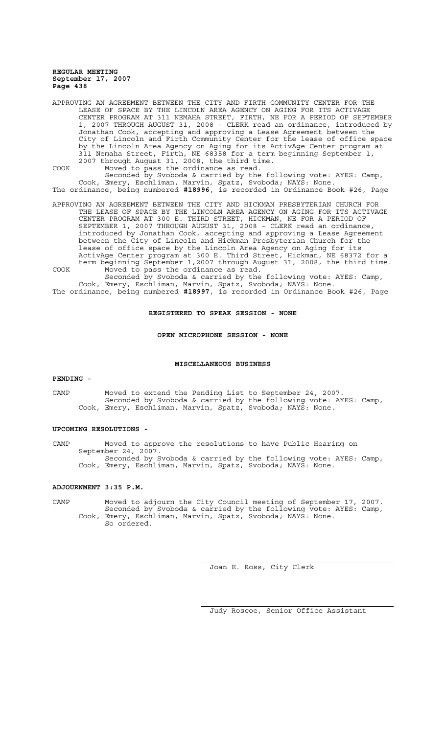APPROVING AN AGREEMENT BETWEEN THE CITY AND FIRTH COMMUNITY CENTER FOR THE LEASE OF SPACE BY THE LINCOLN AREA AGENCY ON AGING FOR ITS ACTIVAGE CENTER PROGRAM AT 311 NEMAHA STREET, FIRTH, NE FOR A PERIOD OF SEPTEMBER 1, 2007 THROUGH AUGUST 31, 2008 - CLERK read an ordinance, introduced by Jonathan Cook, accepting and approving a Lease Agreement between the City of Lincoln and Firth Community Center for the lease of office space by the Lincoln Area Agency on Aging for its ActivAge Center program at 311 Nemaha Street, Firth, NE 68358 for a term beginning September 1, 2007 through August 31, 2008, the third time.

COOK Moved to pass the ordinance as read.

Seconded by Svoboda & carried by the following vote: AYES: Camp, Cook, Emery, Eschliman, Marvin, Spatz, Svoboda; NAYS: None.

The ordinance, being numbered **#18996**, is recorded in Ordinance Book #26, Page

APPROVING AN AGREEMENT BETWEEN THE CITY AND HICKMAN PRESBYTERIAN CHURCH FOR THE LEASE OF SPACE BY THE LINCOLN AREA AGENCY ON AGING FOR ITS ACTIVAGE CENTER PROGRAM AT 300 E. THIRD STREET, HICKMAN, NE FOR A PERIOD OF SEPTEMBER 1, 2007 THROUGH AUGUST 31, 2008 - CLERK read an ordinance, introduced by Jonathan Cook, accepting and approving a Lease Agreement between the City of Lincoln and Hickman Presbyterian Church for the lease of office space by the Lincoln Area Agency on Aging for its ActivAge Center program at 300 E. Third Street, Hickman, NE 68372 for a term beginning September 1,2007 through August 31, 2008, the third time.

COOK Moved to pass the ordinance as read.

Seconded by Svoboda & carried by the following vote: AYES: Camp, Cook, Emery, Eschliman, Marvin, Spatz, Svoboda; NAYS: None.

The ordinance, being numbered **#18997**, is recorded in Ordinance Book #26, Page

## REGISTERED TO SPEAK SESSION - NONE

## OPEN MICROPHONE SESSION - NONE

## MISCELLANEOUS BUSINESS

**PENDING -**

CAMP Moved to extend the Pending List to September 24, 2007.

Seconded by Svoboda & carried by the following vote: AYES: Camp, Cook, Emery, Eschliman, Marvin, Spatz, Svoboda; NAYS: None.

**UPCOMING RESOLUTIONS -**

CAMP Moved to approve the resolutions to have Public Hearing on September 24, 2007.

Seconded by Svoboda & carried by the following vote: AYES: Camp, Cook, Emery, Eschliman, Marvin, Spatz, Svoboda; NAYS: None.

**ADJOURNMENT 3:35 P.M.**

CAMP Moved to adjourn the City Council meeting of September 17, 2007.

Seconded by Svoboda & carried by the following vote: AYES: Camp, Cook, Emery, Eschliman, Marvin, Spatz, Svoboda; NAYS: None.

So ordered.

Joan E. Ross, City Clerk

Judy Roscoe, Senior Office Assistant